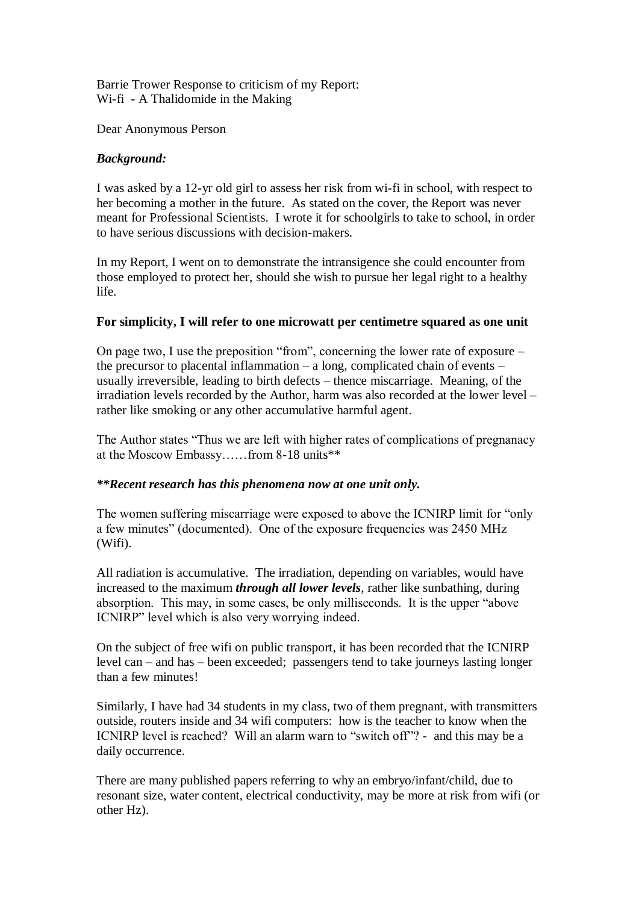Barrie Trower Response to criticism of my Report:
Wi-fi - A Thalidomide in the Making

Dear Anonymous Person

***Background:***

I was asked by a 12-yr old girl to assess her risk from wi-fi in school, with respect to her becoming a mother in the future. As stated on the cover, the Report was never meant for Professional Scientists. I wrote it for schoolgirls to take to school, in order to have serious discussions with decision-makers.

In my Report, I went on to demonstrate the intransigence she could encounter from those employed to protect her, should she wish to pursue her legal right to a healthy life.

**For simplicity, I will refer to one microwatt per centimetre squared as one unit**

On page two, I use the preposition "from", concerning the lower rate of exposure – the precursor to placental inflammation – a long, complicated chain of events – usually irreversible, leading to birth defects – thence miscarriage. Meaning, of the irradiation levels recorded by the Author, harm was also recorded at the lower level – rather like smoking or any other accumulative harmful agent.

The Author states "Thus we are left with higher rates of complications of pregnanacy at the Moscow Embassy……from 8-18 units**

***\*\*Recent research has this phenomena now at one unit only.***

The women suffering miscarriage were exposed to above the ICNIRP limit for "only a few minutes" (documented). One of the exposure frequencies was 2450 MHz (Wifi).

All radiation is accumulative. The irradiation, depending on variables, would have increased to the maximum ***through all lower levels***, rather like sunbathing, during absorption. This may, in some cases, be only milliseconds. It is the upper "above ICNIRP" level which is also very worrying indeed.

On the subject of free wifi on public transport, it has been recorded that the ICNIRP level can – and has – been exceeded; passengers tend to take journeys lasting longer than a few minutes!

Similarly, I have had 34 students in my class, two of them pregnant, with transmitters outside, routers inside and 34 wifi computers: how is the teacher to know when the ICNIRP level is reached? Will an alarm warn to "switch off"? - and this may be a daily occurrence.

There are many published papers referring to why an embryo/infant/child, due to resonant size, water content, electrical conductivity, may be more at risk from wifi (or other Hz).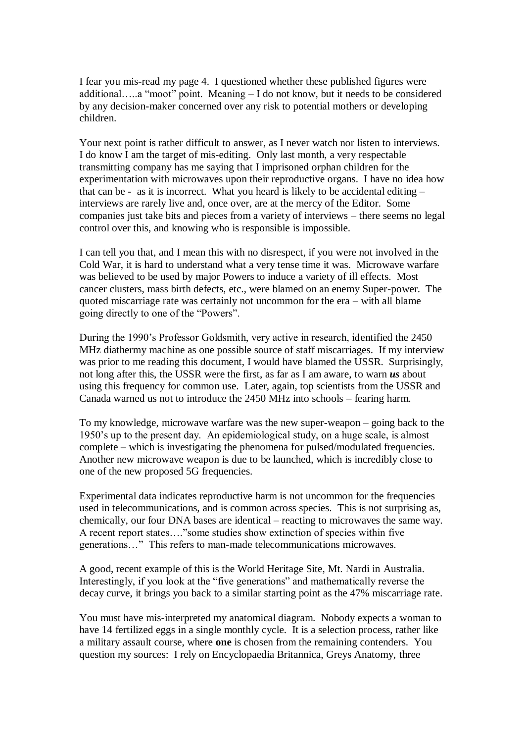I fear you mis-read my page 4. I questioned whether these published figures were additional…..a "moot" point. Meaning – I do not know, but it needs to be considered by any decision-maker concerned over any risk to potential mothers or developing children.

Your next point is rather difficult to answer, as I never watch nor listen to interviews. I do know I am the target of mis-editing. Only last month, a very respectable transmitting company has me saying that I imprisoned orphan children for the experimentation with microwaves upon their reproductive organs. I have no idea how that can be - as it is incorrect. What you heard is likely to be accidental editing – interviews are rarely live and, once over, are at the mercy of the Editor. Some companies just take bits and pieces from a variety of interviews – there seems no legal control over this, and knowing who is responsible is impossible.

I can tell you that, and I mean this with no disrespect, if you were not involved in the Cold War, it is hard to understand what a very tense time it was. Microwave warfare was believed to be used by major Powers to induce a variety of ill effects. Most cancer clusters, mass birth defects, etc., were blamed on an enemy Super-power. The quoted miscarriage rate was certainly not uncommon for the era – with all blame going directly to one of the "Powers".

During the 1990's Professor Goldsmith, very active in research, identified the 2450 MHz diathermy machine as one possible source of staff miscarriages. If my interview was prior to me reading this document, I would have blamed the USSR. Surprisingly, not long after this, the USSR were the first, as far as I am aware, to warn ***us*** about using this frequency for common use. Later, again, top scientists from the USSR and Canada warned us not to introduce the 2450 MHz into schools – fearing harm.

To my knowledge, microwave warfare was the new super-weapon – going back to the 1950's up to the present day. An epidemiological study, on a huge scale, is almost complete – which is investigating the phenomena for pulsed/modulated frequencies. Another new microwave weapon is due to be launched, which is incredibly close to one of the new proposed 5G frequencies.

Experimental data indicates reproductive harm is not uncommon for the frequencies used in telecommunications, and is common across species. This is not surprising as, chemically, our four DNA bases are identical – reacting to microwaves the same way. A recent report states…."some studies show extinction of species within five generations…" This refers to man-made telecommunications microwaves.

A good, recent example of this is the World Heritage Site, Mt. Nardi in Australia. Interestingly, if you look at the "five generations" and mathematically reverse the decay curve, it brings you back to a similar starting point as the 47% miscarriage rate.

You must have mis-interpreted my anatomical diagram. Nobody expects a woman to have 14 fertilized eggs in a single monthly cycle. It is a selection process, rather like a military assault course, where **one** is chosen from the remaining contenders. You question my sources: I rely on Encyclopaedia Britannica, Greys Anatomy, three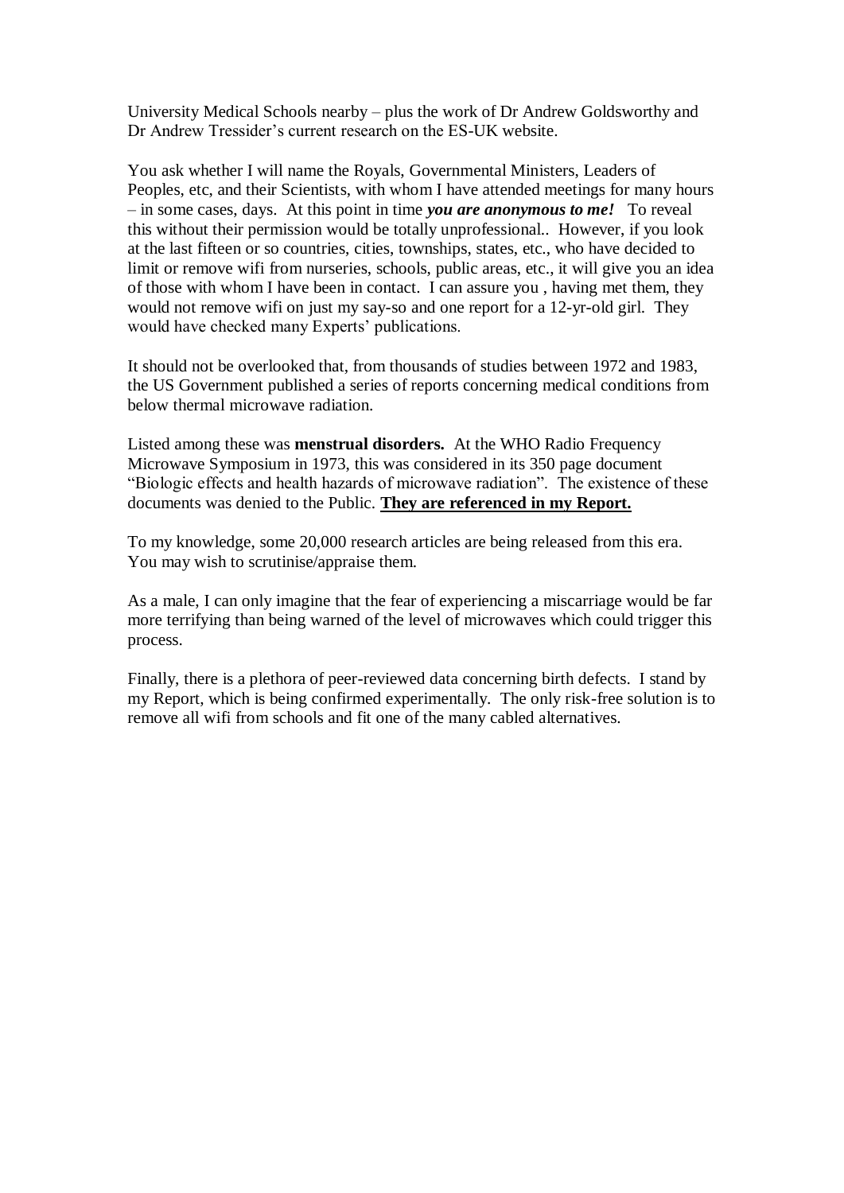University Medical Schools nearby – plus the work of Dr Andrew Goldsworthy and Dr Andrew Tressider's current research on the ES-UK website.

You ask whether I will name the Royals, Governmental Ministers, Leaders of Peoples, etc, and their Scientists, with whom I have attended meetings for many hours – in some cases, days. At this point in time ***you are anonymous to me!*** To reveal this without their permission would be totally unprofessional.. However, if you look at the last fifteen or so countries, cities, townships, states, etc., who have decided to limit or remove wifi from nurseries, schools, public areas, etc., it will give you an idea of those with whom I have been in contact. I can assure you , having met them, they would not remove wifi on just my say-so and one report for a 12-yr-old girl. They would have checked many Experts' publications.

It should not be overlooked that, from thousands of studies between 1972 and 1983, the US Government published a series of reports concerning medical conditions from below thermal microwave radiation.

Listed among these was **menstrual disorders.** At the WHO Radio Frequency Microwave Symposium in 1973, this was considered in its 350 page document "Biologic effects and health hazards of microwave radiation". The existence of these documents was denied to the Public. <u>**They are referenced in my Report.**</u>

To my knowledge, some 20,000 research articles are being released from this era. You may wish to scrutinise/appraise them.

As a male, I can only imagine that the fear of experiencing a miscarriage would be far more terrifying than being warned of the level of microwaves which could trigger this process.

Finally, there is a plethora of peer-reviewed data concerning birth defects. I stand by my Report, which is being confirmed experimentally. The only risk-free solution is to remove all wifi from schools and fit one of the many cabled alternatives.